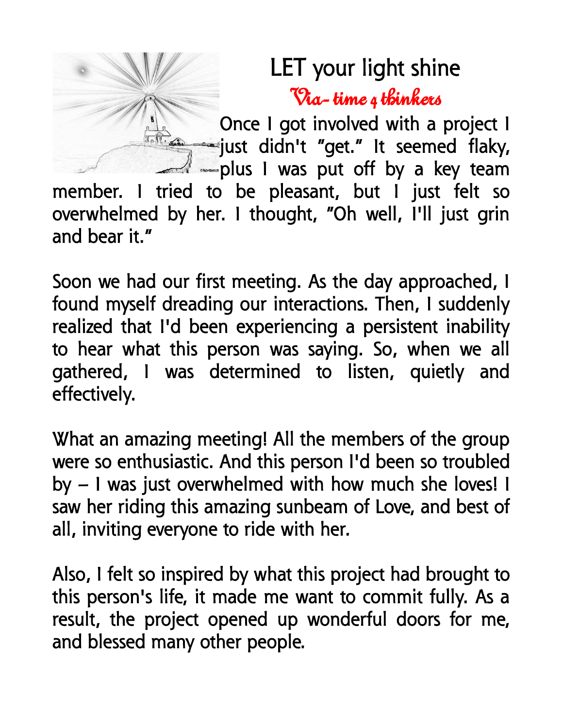# LET your light shine

*Via- time 4 thinkers*

Once I got involved with a project I just didn't "get." It seemed flaky, plus I was put off by a key team member. I tried to be pleasant, but I just felt so overwhelmed by her. I thought, "Oh well, I'll just grin and bear it."

Soon we had our first meeting. As the day approached, I found myself dreading our interactions. Then, I suddenly realized that I'd been experiencing a persistent inability to hear what this person was saying. So, when we all gathered, I was determined to listen, quietly and effectively.

What an amazing meeting! All the members of the group were so enthusiastic. And this person I'd been so troubled by – I was just overwhelmed with how much she loves! I saw her riding this amazing sunbeam of Love, and best of all, inviting everyone to ride with her.

Also, I felt so inspired by what this project had brought to this person's life, it made me want to commit fully. As a result, the project opened up wonderful doors for me, and blessed many other people.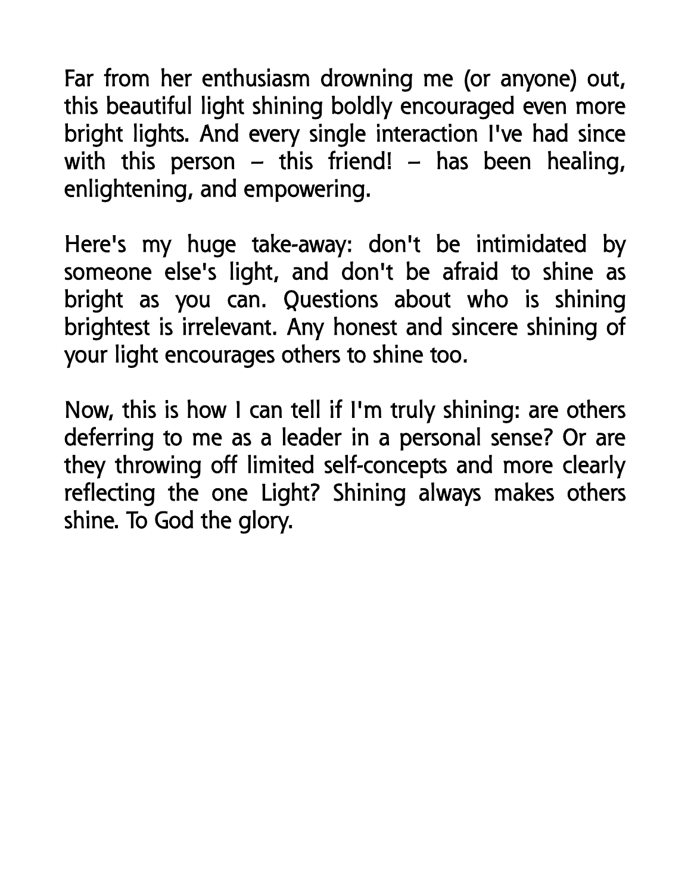Far from her enthusiasm drowning me (or anyone) out, this beautiful light shining boldly encouraged even more bright lights. And every single interaction I've had since with this person – this friend! – has been healing, enlightening, and empowering.

Here's my huge take-away: don't be intimidated by someone else's light, and don't be afraid to shine as bright as you can. Questions about who is shining brightest is irrelevant. Any honest and sincere shining of your light encourages others to shine too.

Now, this is how I can tell if I'm truly shining: are others deferring to me as a leader in a personal sense? Or are they throwing off limited self-concepts and more clearly reflecting the one Light? Shining always makes others shine. To God the glory.